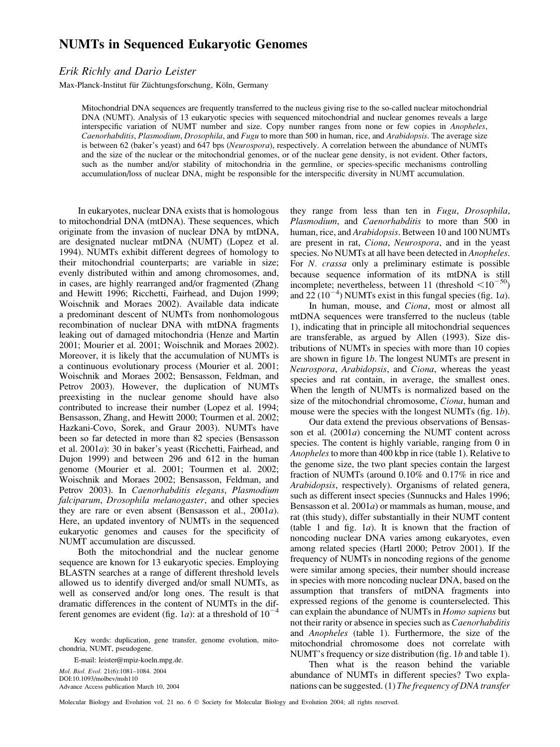# NUMTs in Sequenced Eukaryotic Genomes

*Erik Richly and Dario Leister*

Max-Planck-Institut für Züchtungsforschung, Köln, Germany

Mitochondrial DNA sequences are frequently transferred to the nucleus giving rise to the so-called nuclear mitochondrial DNA (NUMT). Analysis of 13 eukaryotic species with sequenced mitochondrial and nuclear genomes reveals a large interspecific variation of NUMT number and size. Copy number ranges from none or few copies in *Anopheles*, *Caenorhabditis*, *Plasmodium*, *Drosophila*, and *Fugu* to more than 500 in human, rice, and *Arabidopsis*. The average size is between 62 (baker's yeast) and 647 bps (*Neurospora*), respectively. A correlation between the abundance of NUMTs and the size of the nuclear or the mitochondrial genomes, or of the nuclear gene density, is not evident. Other factors, such as the number and/or stability of mitochondria in the germline, or species-specific mechanisms controlling accumulation/loss of nuclear DNA, might be responsible for the interspecific diversity in NUMT accumulation.

In eukaryotes, nuclear DNA exists that is homologous to mitochondrial DNA (mtDNA). These sequences, which originate from the invasion of nuclear DNA by mtDNA, are designated nuclear mtDNA (NUMT) (Lopez et al. 1994). NUMTs exhibit different degrees of homology to their mitochondrial counterparts; are variable in size; evenly distributed within and among chromosomes, and, in cases, are highly rearranged and/or fragmented (Zhang and Hewitt 1996; Ricchetti, Fairhead, and Dujon 1999; Woischnik and Moraes 2002). Available data indicate a predominant descent of NUMTs from nonhomologous recombination of nuclear DNA with mtDNA fragments leaking out of damaged mitochondria (Henze and Martin 2001; Mourier et al. 2001; Woischnik and Moraes 2002). Moreover, it is likely that the accumulation of NUMTs is a continuous evolutionary process (Mourier et al. 2001; Woischnik and Moraes 2002; Bensasson, Feldman, and Petrov 2003). However, the duplication of NUMTs preexisting in the nuclear genome should have also contributed to increase their number (Lopez et al. 1994; Bensasson, Zhang, and Hewitt 2000; Tourmen et al. 2002; Hazkani-Covo, Sorek, and Graur 2003). NUMTs have been so far detected in more than 82 species (Bensasson et al. 2001*a*): 30 in baker's yeast (Ricchetti, Fairhead, and Dujon 1999) and between 296 and 612 in the human genome (Mourier et al. 2001; Tourmen et al. 2002; Woischnik and Moraes 2002; Bensasson, Feldman, and Petrov 2003). In *Caenorhabditis elegans*, *Plasmodium falciparum*, *Drosophila melanogaster*, and other species they are rare or even absent (Bensasson et al., 2001*a*). Here, an updated inventory of NUMTs in the sequenced eukaryotic genomes and causes for the specificity of NUMT accumulation are discussed.

Both the mitochondrial and the nuclear genome sequence are known for 13 eukaryotic species. Employing BLASTN searches at a range of different threshold levels allowed us to identify diverged and/or small NUMTs, as well as conserved and/or long ones. The result is that dramatic differences in the content of NUMTs in the different genomes are evident (fig. 1*a*): at a threshold of $10^{-4}$ they range from less than ten in *Fugu*, *Drosophila*, *Plasmodium*, and *Caenorhabditis* to more than 500 in human, rice, and *Arabidopsis*. Between 10 and 100 NUMTs are present in rat, *Ciona*, *Neurospora*, and in the yeast species. No NUMTs at all have been detected in *Anopheles*. For *N. crassa* only a preliminary estimate is possible because sequence information of its mtDNA is still incomplete; nevertheless, between 11 (threshold $<10^{-50}$) and 22 ($10^{-4}$) NUMTs exist in this fungal species (fig. 1*a*).

In human, mouse, and *Ciona*, most or almost all mtDNA sequences were transferred to the nucleus (table 1), indicating that in principle all mitochondrial sequences are transferable, as argued by Allen (1993). Size distributions of NUMTs in species with more than 10 copies are shown in figure 1*b*. The longest NUMTs are present in *Neurospora*, *Arabidopsis*, and *Ciona*, whereas the yeast species and rat contain, in average, the smallest ones. When the length of NUMTs is normalized based on the size of the mitochondrial chromosome, *Ciona*, human and mouse were the species with the longest NUMTs (fig. 1*b*).

Our data extend the previous observations of Bensasson et al. (2001*a*) concerning the NUMT content across species. The content is highly variable, ranging from 0 in *Anopheles* to more than 400 kbp in rice (table 1). Relative to the genome size, the two plant species contain the largest fraction of NUMTs (around 0.10% and 0.17% in rice and *Arabidopsis*, respectively). Organisms of related genera, such as different insect species (Sunnucks and Hales 1996; Bensasson et al. 2001*a*) or mammals as human, mouse, and rat (this study), differ substantially in their NUMT content (table 1 and fig. 1*a*). It is known that the fraction of noncoding nuclear DNA varies among eukaryotes, even among related species (Hartl 2000; Petrov 2001). If the frequency of NUMTs in noncoding regions of the genome were similar among species, their number should increase in species with more noncoding nuclear DNA, based on the assumption that transfers of mtDNA fragments into expressed regions of the genome is counterselected. This can explain the abundance of NUMTs in *Homo sapiens* but not their rarity or absence in species such as *Caenorhabditis* and *Anopheles* (table 1). Furthermore, the size of the mitochondrial chromosome does not correlate with NUMT's frequency or size distribution (fig. 1*b* and table 1).

Then what is the reason behind the variable abundance of NUMTs in different species? Two explanations can be suggested. (1) *The frequency of DNA transfer*

Key words: duplication, gene transfer, genome evolution, mitochondria, NUMT, pseudogene.

E-mail: leister@mpiz-koeln.mpg.de.

*Mol. Biol. Evol.* 21(6):1081–1084. 2004
DOI:10.1093/molbev/msh110
Advance Access publication March 10, 2004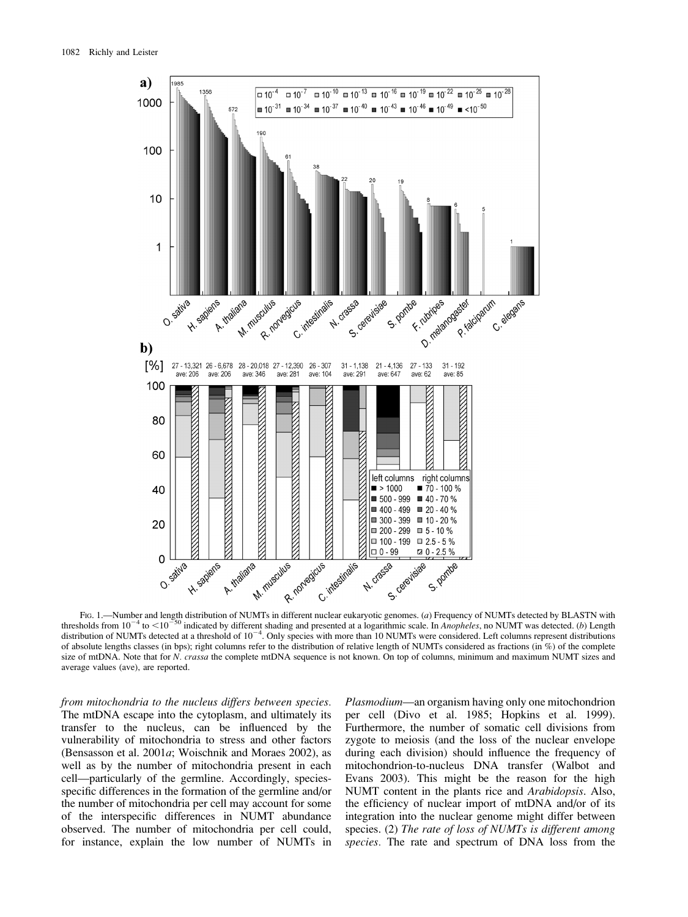Fig. 1.—Number and length distribution of NUMTs in different nuclear eukaryotic genomes. (*a*) Frequency of NUMTs detected by BLASTN with thresholds from $10^{-4}$ to $<10^{-50}$ indicated by different shading and presented at a logarithmic scale. In *Anopheles*, no NUMT was detected. (*b*) Length distribution of 10 NUMTs detected at a threshold of $10^{-4}$. Only species with more than 10 NUMTs were considered. Left columns represent distributions of absolute lengths classes (in bps); right columns refer to the distribution of relative length of NUMTs considered as fractions (in %) of the complete size of mtDNA. Note that for *N. crassa* the complete mtDNA sequence is not known. On top of columns, minimum and maximum NUMT sizes and average values (ave), are reported.

*from mitochondria to the nucleus differs between species.* The mtDNA escape into the cytoplasm, and ultimately its transfer to the nucleus, can be influenced by the vulnerability of mitochondria to stress and other factors (Bensasson et al. 2001*a*; Woischnik and Moraes 2002), as well as by the number of mitochondria present in each cell—particularly of the germline. Accordingly, species-specific differences in the formation of the germline and/or the number of mitochondria per cell may account for some of the interspecific differences in NUMT abundance observed. The number of mitochondria per cell could, for instance, explain the low number of NUMTs in *Plasmodium*—an organism having only one mitochondrion per cell (Divo et al. 1985; Hopkins et al. 1999). Furthermore, the number of somatic cell divisions from zygote to meiosis (and the loss of the nuclear envelope during each division) should influence the frequency of mitochondrion-to-nucleus DNA transfer (Walbot and Evans 2003). This might be the reason for the high NUMT content in the plants rice and *Arabidopsis*. Also, the efficiency of nuclear import of mtDNA and/or of its integration into the nuclear genome might differ between species. (2) *The rate of loss of NUMTs is different among species.* The rate and spectrum of DNA loss from the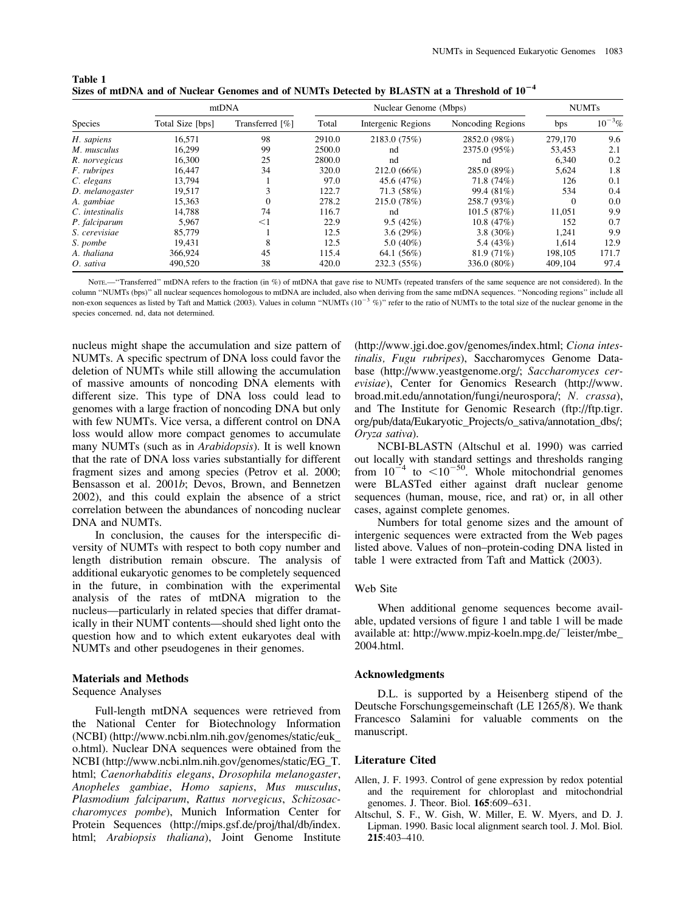**Table 1**
**Sizes of mtDNA and of Nuclear Genomes and of NUMTs Detected by BLASTN at a Threshold of $10^{-4}$**

| Species | mtDNA | | Nuclear Genome (Mbps) | | | NUMTs | |
|---|---|---|---|---|---|---|---|
| | Total Size [bps] | Transferred [%] | Total | Intergenic Regions | Noncoding Regions | bps | $10^{-3}$% |
| *H. sapiens* | 16,571 | 98 | 2910.0 | 2183.0 (75%) | 2852.0 (98%) | 279,170 | 9.6 |
| *M. musculus* | 16,299 | 99 | 2500.0 | nd | 2375.0 (95%) | 53,453 | 2.1 |
| *R. norvegicus* | 16,300 | 25 | 2800.0 | nd | nd | 6,340 | 0.2 |
| *F. rubripes* | 16,447 | 34 | 320.0 | 212.0 (66%) | 285.0 (89%) | 5,624 | 1.8 |
| *C. elegans* | 13,794 | 1 | 97.0 | 45.6 (47%) | 71.8 (74%) | 126 | 0.1 |
| *D. melanogaster* | 19,517 | 3 | 122.7 | 71.3 (58%) | 99.4 (81%) | 534 | 0.4 |
| *A. gambiae* | 15,363 | 0 | 278.2 | 215.0 (78%) | 258.7 (93%) | 0 | 0.0 |
| *C. intestinalis* | 14,788 | 74 | 116.7 | nd | 101.5 (87%) | 11,051 | 9.9 |
| *P. falciparum* | 5,967 | <1 | 22.9 | 9.5 (42%) | 10.8 (47%) | 152 | 0.7 |
| *S. cerevisiae* | 85,779 | 1 | 12.5 | 3.6 (29%) | 3.8 (30%) | 1,241 | 9.9 |
| *S. pombe* | 19,431 | 8 | 12.5 | 5.0 (40%) | 5.4 (43%) | 1,614 | 12.9 |
| *A. thaliana* | 366,924 | 45 | 115.4 | 64.1 (56%) | 81.9 (71%) | 198,105 | 171.7 |
| *O. sativa* | 490,520 | 38 | 420.0 | 232.3 (55%) | 336.0 (80%) | 409,104 | 97.4 |

NOTE.—"Transferred" mtDNA refers to the fraction (in %) of mtDNA that gave rise to NUMTs (repeated transfers of the same sequence are not considered). In the column "NUMTs (bps)" all nuclear sequences homologous to mtDNA are included, also when deriving from the same mtDNA sequences. "Noncoding regions" include all non-exon sequences as listed by Taft and Mattick (2003). Values in column "NUMTs ($10^{-3}$ %)" refer to the ratio of NUMTs to the total size of the nuclear genome in the species concerned. nd, data not determined.

nucleus might shape the accumulation and size pattern of NUMTs. A specific spectrum of DNA loss could favor the deletion of NUMTs while still allowing the accumulation of massive amounts of noncoding DNA elements with different size. This type of DNA loss could lead to genomes with a large fraction of noncoding DNA but only with few NUMTs. Vice versa, a different control on DNA loss would allow more compact genomes to accumulate many NUMTs (such as in *Arabidopsis*). It is well known that the rate of DNA loss varies substantially for different fragment sizes and among species (Petrov et al. 2000; Bensasson et al. 2001*b*; Devos, Brown, and Bennetzen 2002), and this could explain the absence of a strict correlation between the abundances of noncoding nuclear DNA and NUMTs.

In conclusion, the causes for the interspecific diversity of NUMTs with respect to both copy number and length distribution remain obscure. The analysis of additional eukaryotic genomes to be completely sequenced in the future, in combination with the experimental analysis of the rates of mtDNA migration to the nucleus—particularly in related species that differ dramatically in their NUMT contents—should shed light onto the question how and to which extent eukaryotes deal with NUMTs and other pseudogenes in their genomes.

## Materials and Methods

### Sequence Analyses

Full-length mtDNA sequences were retrieved from the National Center for Biotechnology Information (NCBI) (http://www.ncbi.nlm.nih.gov/genomes/static/euk_o.html). Nuclear DNA sequences were obtained from the NCBI (http://www.ncbi.nlm.nih.gov/genomes/static/EG_T.html; *Caenorhabditis elegans*, *Drosophila melanogaster*, *Anopheles gambiae*, *Homo sapiens*, *Mus musculus*, *Plasmodium falciparum*, *Rattus norvegicus*, *Schizosaccharomyces pombe*), Munich Information Center for Protein Sequences (http://mips.gsf.de/proj/thal/db/index.html; *Arabiopsis thaliana*), Joint Genome Institute (http://www.jgi.doe.gov/genomes/index.html; *Ciona intestinalis, Fugu rubripes*), Saccharomyces Genome Database (http://www.yeastgenome.org/; *Saccharomyces cerevisiae*), Center for Genomics Research (http://www.broad.mit.edu/annotation/fungi/neurospora/; *N. crassa*), and The Institute for Genomic Research (ftp://ftp.tigr.org/pub/data/Eukaryotic_Projects/o_sativa/annotation_dbs/; *Oryza sativa*).

NCBI-BLASTN (Altschul et al. 1990) was carried out locally with standard settings and thresholds ranging from $10^{-4}$ to $<10^{-50}$. Whole mitochondrial genomes were BLASTed either against draft nuclear genome sequences (human, mouse, rice, and rat) or, in all other cases, against complete genomes.

Numbers for total genome sizes and the amount of intergenic sequences were extracted from the Web pages listed above. Values of non–protein-coding DNA listed in table 1 were extracted from Taft and Mattick (2003).

### Web Site

When additional genome sequences become available, updated versions of figure 1 and table 1 will be made available at: http://www.mpiz-koeln.mpg.de/~leister/mbe_2004.html.

## Acknowledgments

D.L. is supported by a Heisenberg stipend of the Deutsche Forschungsgemeinschaft (LE 1265/8). We thank Francesco Salamini for valuable comments on the manuscript.

## Literature Cited

Allen, J. F. 1993. Control of gene expression by redox potential and the requirement for chloroplast and mitochondrial genomes. J. Theor. Biol. **165**:609–631.

Altschul, S. F., W. Gish, W. Miller, E. W. Myers, and D. J. Lipman. 1990. Basic local alignment search tool. J. Mol. Biol. **215**:403–410.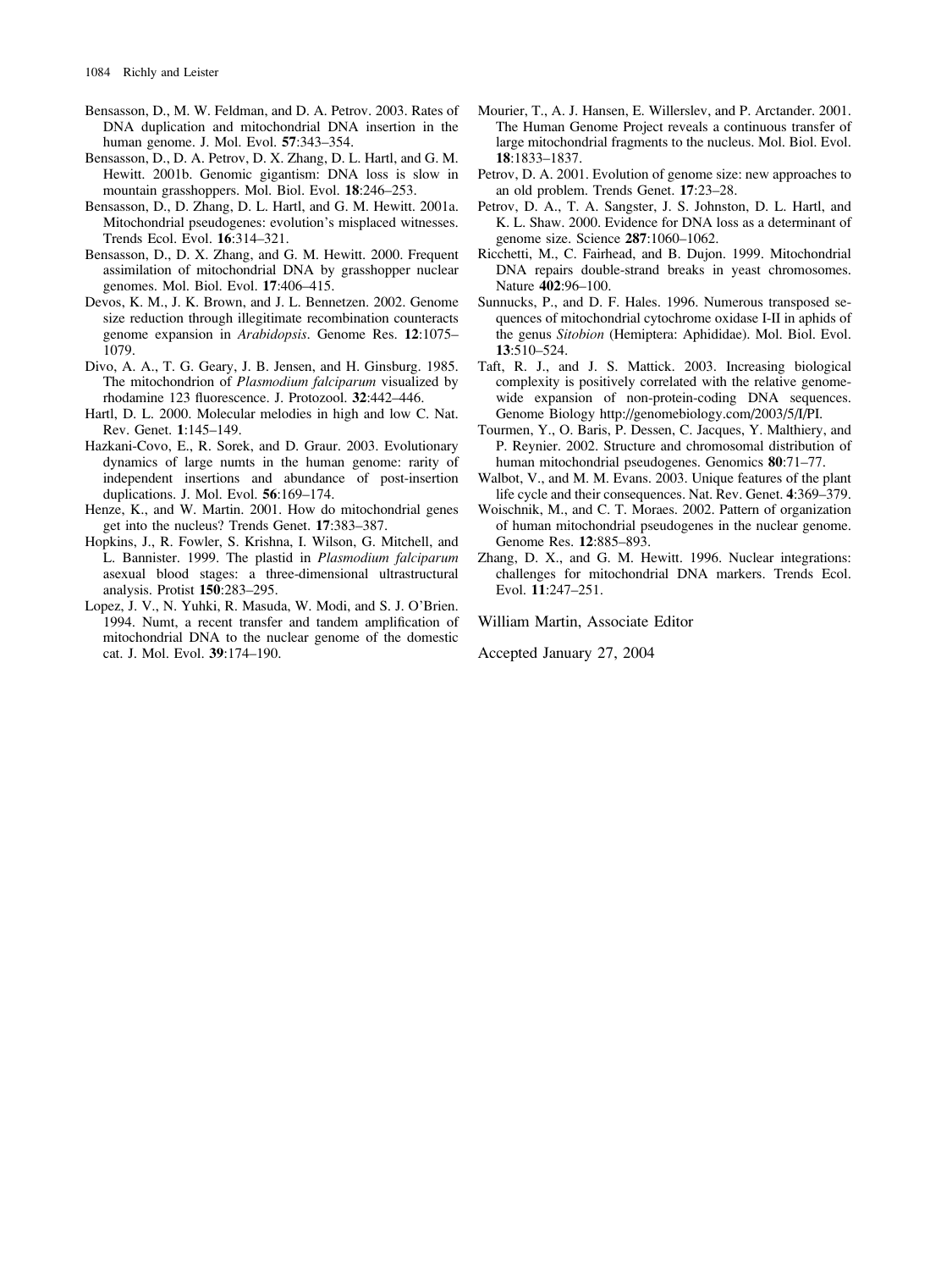Bensasson, D., M. W. Feldman, and D. A. Petrov. 2003. Rates of DNA duplication and mitochondrial DNA insertion in the human genome. J. Mol. Evol. **57**:343–354.

Bensasson, D., D. A. Petrov, D. X. Zhang, D. L. Hartl, and G. M. Hewitt. 2001b. Genomic gigantism: DNA loss is slow in mountain grasshoppers. Mol. Biol. Evol. **18**:246–253.

Bensasson, D., D. Zhang, D. L. Hartl, and G. M. Hewitt. 2001a. Mitochondrial pseudogenes: evolution's misplaced witnesses. Trends Ecol. Evol. **16**:314–321.

Bensasson, D., D. X. Zhang, and G. M. Hewitt. 2000. Frequent assimilation of mitochondrial DNA by grasshopper nuclear genomes. Mol. Biol. Evol. **17**:406–415.

Devos, K. M., J. K. Brown, and J. L. Bennetzen. 2002. Genome size reduction through illegitimate recombination counteracts genome expansion in *Arabidopsis*. Genome Res. **12**:1075–1079.

Divo, A. A., T. G. Geary, J. B. Jensen, and H. Ginsburg. 1985. The mitochondrion of *Plasmodium falciparum* visualized by rhodamine 123 fluorescence. J. Protozool. **32**:442–446.

Hartl, D. L. 2000. Molecular melodies in high and low C. Nat. Rev. Genet. **1**:145–149.

Hazkani-Covo, E., R. Sorek, and D. Graur. 2003. Evolutionary dynamics of large numts in the human genome: rarity of independent insertions and abundance of post-insertion duplications. J. Mol. Evol. **56**:169–174.

Henze, K., and W. Martin. 2001. How do mitochondrial genes get into the nucleus? Trends Genet. **17**:383–387.

Hopkins, J., R. Fowler, S. Krishna, I. Wilson, G. Mitchell, and L. Bannister. 1999. The plastid in *Plasmodium falciparum* asexual blood stages: a three-dimensional ultrastructural analysis. Protist **150**:283–295.

Lopez, J. V., N. Yuhki, R. Masuda, W. Modi, and S. J. O'Brien. 1994. Numt, a recent transfer and tandem amplification of mitochondrial DNA to the nuclear genome of the domestic cat. J. Mol. Evol. **39**:174–190.

Mourier, T., A. J. Hansen, E. Willerslev, and P. Arctander. 2001. The Human Genome Project reveals a continuous transfer of large mitochondrial fragments to the nucleus. Mol. Biol. Evol. **18**:1833–1837.

Petrov, D. A. 2001. Evolution of genome size: new approaches to an old problem. Trends Genet. **17**:23–28.

Petrov, D. A., T. A. Sangster, J. S. Johnston, D. L. Hartl, and K. L. Shaw. 2000. Evidence for DNA loss as a determinant of genome size. Science **287**:1060–1062.

Ricchetti, M., C. Fairhead, and B. Dujon. 1999. Mitochondrial DNA repairs double-strand breaks in yeast chromosomes. Nature **402**:96–100.

Sunnucks, P., and D. F. Hales. 1996. Numerous transposed sequences of mitochondrial cytochrome oxidase I-II in aphids of the genus *Sitobion* (Hemiptera: Aphididae). Mol. Biol. Evol. **13**:510–524.

Taft, R. J., and J. S. Mattick. 2003. Increasing biological complexity is positively correlated with the relative genome-wide expansion of non-protein-coding DNA sequences. Genome Biology http://genomebiology.com/2003/5/I/PI.

Tourmen, Y., O. Baris, P. Dessen, C. Jacques, Y. Malthiery, and P. Reynier. 2002. Structure and chromosomal distribution of human mitochondrial pseudogenes. Genomics **80**:71–77.

Walbot, V., and M. M. Evans. 2003. Unique features of the plant life cycle and their consequences. Nat. Rev. Genet. **4**:369–379.

Woischnik, M., and C. T. Moraes. 2002. Pattern of organization of human mitochondrial pseudogenes in the nuclear genome. Genome Res. **12**:885–893.

Zhang, D. X., and G. M. Hewitt. 1996. Nuclear integrations: challenges for mitochondrial DNA markers. Trends Ecol. Evol. **11**:247–251.

William Martin, Associate Editor

Accepted January 27, 2004